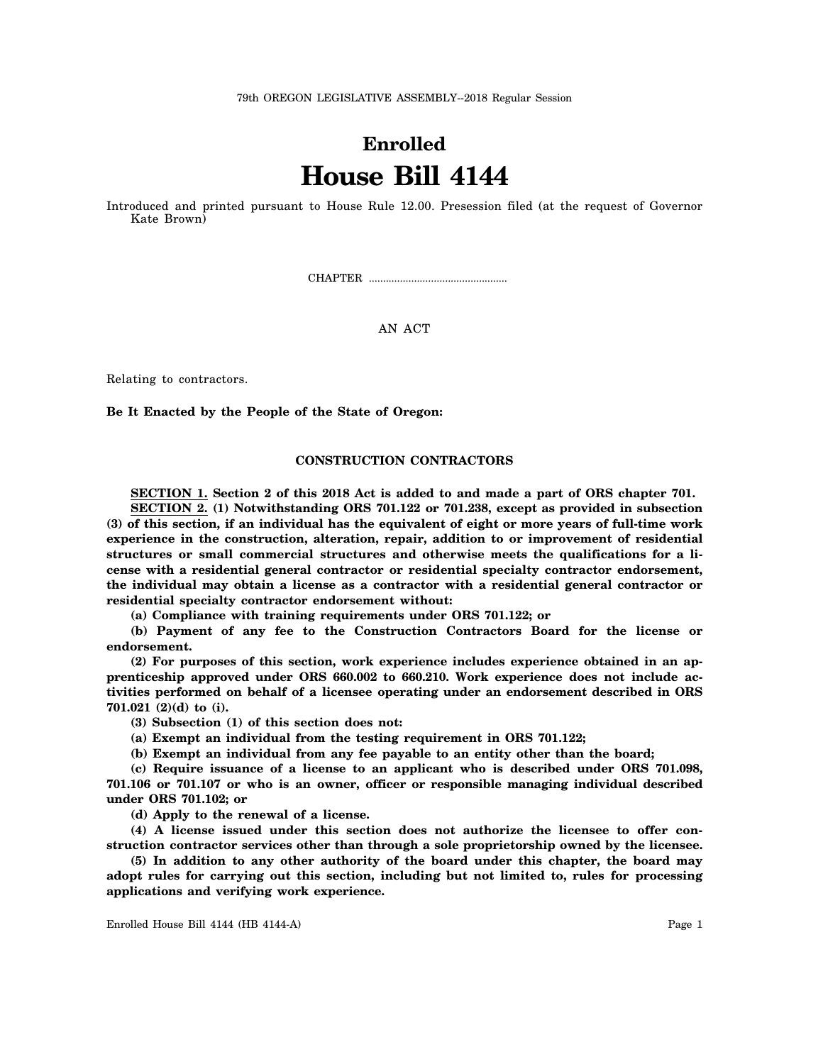79th OREGON LEGISLATIVE ASSEMBLY--2018 Regular Session

# Enrolled
# House Bill 4144

Introduced and printed pursuant to House Rule 12.00. Presession filed (at the request of Governor Kate Brown)

CHAPTER .................................................

AN ACT

Relating to contractors.

**Be It Enacted by the People of the State of Oregon:**

## CONSTRUCTION CONTRACTORS

**SECTION 1. Section 2 of this 2018 Act is added to and made a part of ORS chapter 701.**

**SECTION 2. (1) Notwithstanding ORS 701.122 or 701.238, except as provided in subsection (3) of this section, if an individual has the equivalent of eight or more years of full-time work experience in the construction, alteration, repair, addition to or improvement of residential structures or small commercial structures and otherwise meets the qualifications for a license with a residential general contractor or residential specialty contractor endorsement, the individual may obtain a license as a contractor with a residential general contractor or residential specialty contractor endorsement without:**

**(a) Compliance with training requirements under ORS 701.122; or**

**(b) Payment of any fee to the Construction Contractors Board for the license or endorsement.**

**(2) For purposes of this section, work experience includes experience obtained in an apprenticeship approved under ORS 660.002 to 660.210. Work experience does not include activities performed on behalf of a licensee operating under an endorsement described in ORS 701.021 (2)(d) to (i).**

**(3) Subsection (1) of this section does not:**

**(a) Exempt an individual from the testing requirement in ORS 701.122;**

**(b) Exempt an individual from any fee payable to an entity other than the board;**

**(c) Require issuance of a license to an applicant who is described under ORS 701.098, 701.106 or 701.107 or who is an owner, officer or responsible managing individual described under ORS 701.102; or**

**(d) Apply to the renewal of a license.**

**(4) A license issued under this section does not authorize the licensee to offer construction contractor services other than through a sole proprietorship owned by the licensee.**

**(5) In addition to any other authority of the board under this chapter, the board may adopt rules for carrying out this section, including but not limited to, rules for processing applications and verifying work experience.**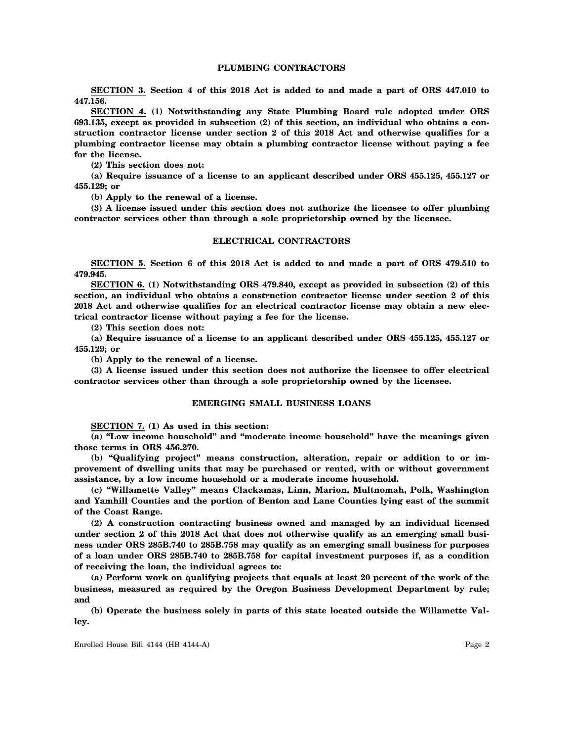## PLUMBING CONTRACTORS

**SECTION 3. Section 4 of this 2018 Act is added to and made a part of ORS 447.010 to 447.156.**

**SECTION 4. (1) Notwithstanding any State Plumbing Board rule adopted under ORS 693.135, except as provided in subsection (2) of this section, an individual who obtains a construction contractor license under section 2 of this 2018 Act and otherwise qualifies for a plumbing contractor license may obtain a plumbing contractor license without paying a fee for the license.**

**(2) This section does not:**

**(a) Require issuance of a license to an applicant described under ORS 455.125, 455.127 or 455.129; or**

**(b) Apply to the renewal of a license.**

**(3) A license issued under this section does not authorize the licensee to offer plumbing contractor services other than through a sole proprietorship owned by the licensee.**

## ELECTRICAL CONTRACTORS

**SECTION 5. Section 6 of this 2018 Act is added to and made a part of ORS 479.510 to 479.945.**

**SECTION 6. (1) Notwithstanding ORS 479.840, except as provided in subsection (2) of this section, an individual who obtains a construction contractor license under section 2 of this 2018 Act and otherwise qualifies for an electrical contractor license may obtain a new electrical contractor license without paying a fee for the license.**

**(2) This section does not:**

**(a) Require issuance of a license to an applicant described under ORS 455.125, 455.127 or 455.129; or**

**(b) Apply to the renewal of a license.**

**(3) A license issued under this section does not authorize the licensee to offer electrical contractor services other than through a sole proprietorship owned by the licensee.**

## EMERGING SMALL BUSINESS LOANS

**SECTION 7. (1) As used in this section:**

**(a) "Low income household" and "moderate income household" have the meanings given those terms in ORS 456.270.**

**(b) "Qualifying project" means construction, alteration, repair or addition to or improvement of dwelling units that may be purchased or rented, with or without government assistance, by a low income household or a moderate income household.**

**(c) "Willamette Valley" means Clackamas, Linn, Marion, Multnomah, Polk, Washington and Yamhill Counties and the portion of Benton and Lane Counties lying east of the summit of the Coast Range.**

**(2) A construction contracting business owned and managed by an individual licensed under section 2 of this 2018 Act that does not otherwise qualify as an emerging small business under ORS 285B.740 to 285B.758 may qualify as an emerging small business for purposes of a loan under ORS 285B.740 to 285B.758 for capital investment purposes if, as a condition of receiving the loan, the individual agrees to:**

**(a) Perform work on qualifying projects that equals at least 20 percent of the work of the business, measured as required by the Oregon Business Development Department by rule; and**

**(b) Operate the business solely in parts of this state located outside the Willamette Valley.**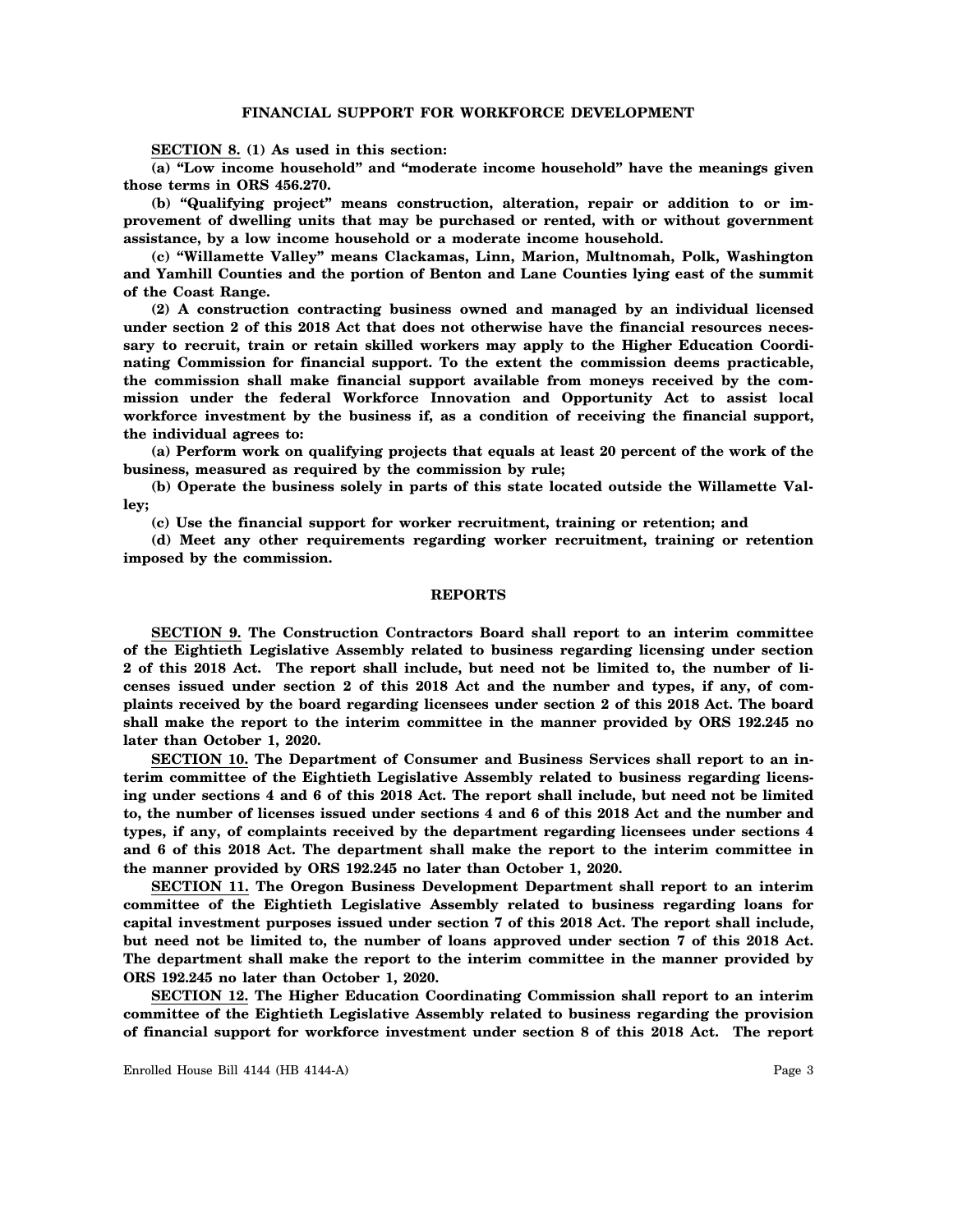## FINANCIAL SUPPORT FOR WORKFORCE DEVELOPMENT

**SECTION 8. (1) As used in this section:**

**(a) "Low income household" and "moderate income household" have the meanings given those terms in ORS 456.270.**

**(b) "Qualifying project" means construction, alteration, repair or addition to or improvement of dwelling units that may be purchased or rented, with or without government assistance, by a low income household or a moderate income household.**

**(c) "Willamette Valley" means Clackamas, Linn, Marion, Multnomah, Polk, Washington and Yamhill Counties and the portion of Benton and Lane Counties lying east of the summit of the Coast Range.**

**(2) A construction contracting business owned and managed by an individual licensed under section 2 of this 2018 Act that does not otherwise have the financial resources necessary to recruit, train or retain skilled workers may apply to the Higher Education Coordinating Commission for financial support. To the extent the commission deems practicable, the commission shall make financial support available from moneys received by the commission under the federal Workforce Innovation and Opportunity Act to assist local workforce investment by the business if, as a condition of receiving the financial support, the individual agrees to:**

**(a) Perform work on qualifying projects that equals at least 20 percent of the work of the business, measured as required by the commission by rule;**

**(b) Operate the business solely in parts of this state located outside the Willamette Valley;**

**(c) Use the financial support for worker recruitment, training or retention; and**

**(d) Meet any other requirements regarding worker recruitment, training or retention imposed by the commission.**

## REPORTS

**SECTION 9. The Construction Contractors Board shall report to an interim committee of the Eightieth Legislative Assembly related to business regarding licensing under section 2 of this 2018 Act. The report shall include, but need not be limited to, the number of licenses issued under section 2 of this 2018 Act and the number and types, if any, of complaints received by the board regarding licensees under section 2 of this 2018 Act. The board shall make the report to the interim committee in the manner provided by ORS 192.245 no later than October 1, 2020.**

**SECTION 10. The Department of Consumer and Business Services shall report to an interim committee of the Eightieth Legislative Assembly related to business regarding licensing under sections 4 and 6 of this 2018 Act. The report shall include, but need not be limited to, the number of licenses issued under sections 4 and 6 of this 2018 Act and the number and types, if any, of complaints received by the department regarding licensees under sections 4 and 6 of this 2018 Act. The department shall make the report to the interim committee in the manner provided by ORS 192.245 no later than October 1, 2020.**

**SECTION 11. The Oregon Business Development Department shall report to an interim committee of the Eightieth Legislative Assembly related to business regarding loans for capital investment purposes issued under section 7 of this 2018 Act. The report shall include, but need not be limited to, the number of loans approved under section 7 of this 2018 Act. The department shall make the report to the interim committee in the manner provided by ORS 192.245 no later than October 1, 2020.**

**SECTION 12. The Higher Education Coordinating Commission shall report to an interim committee of the Eightieth Legislative Assembly related to business regarding the provision of financial support for workforce investment under section 8 of this 2018 Act. The report**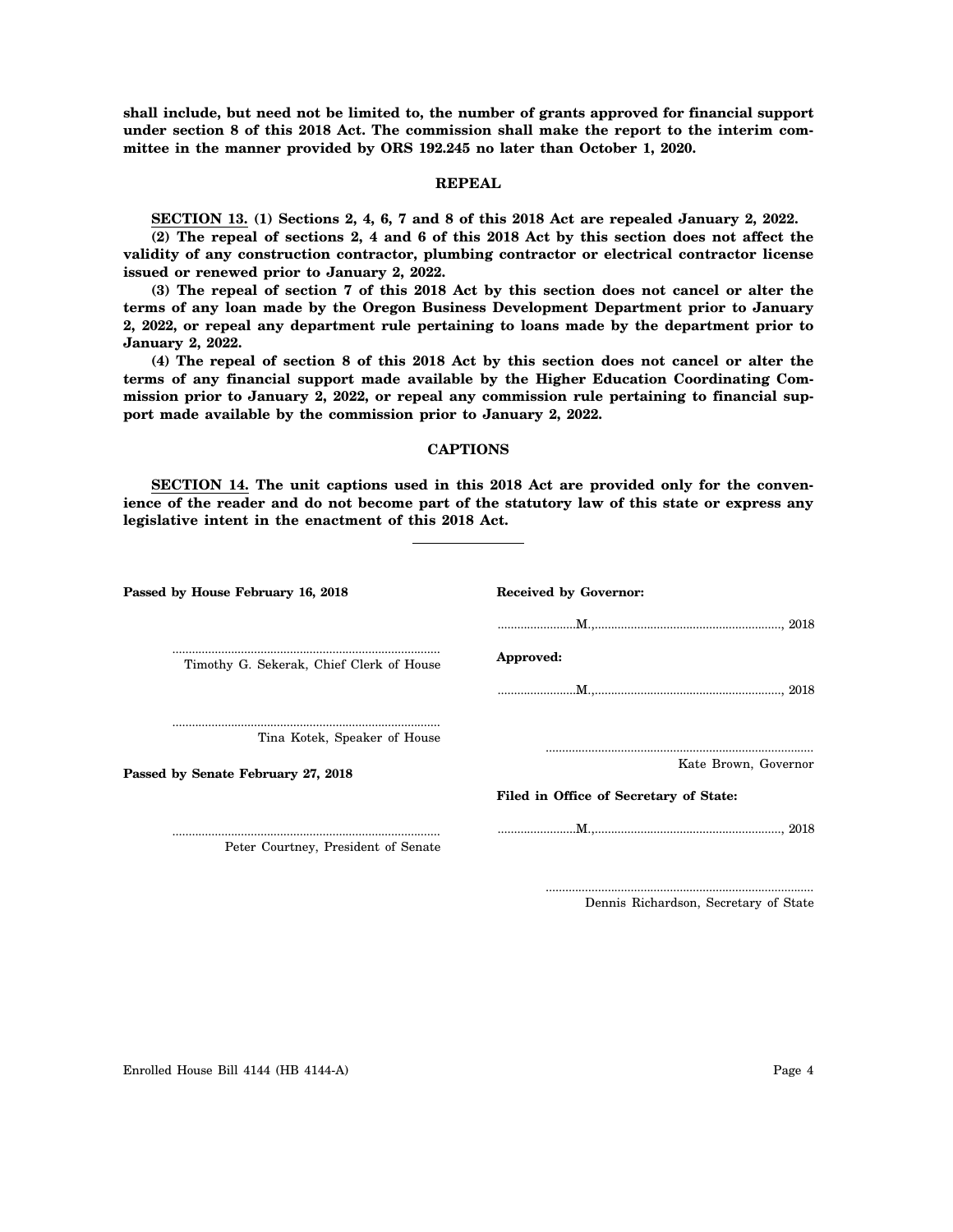**shall include, but need not be limited to, the number of grants approved for financial support under section 8 of this 2018 Act. The commission shall make the report to the interim committee in the manner provided by ORS 192.245 no later than October 1, 2020.**

## REPEAL

**SECTION 13. (1) Sections 2, 4, 6, 7 and 8 of this 2018 Act are repealed January 2, 2022.**

**(2) The repeal of sections 2, 4 and 6 of this 2018 Act by this section does not affect the validity of any construction contractor, plumbing contractor or electrical contractor license issued or renewed prior to January 2, 2022.**

**(3) The repeal of section 7 of this 2018 Act by this section does not cancel or alter the terms of any loan made by the Oregon Business Development Department prior to January 2, 2022, or repeal any department rule pertaining to loans made by the department prior to January 2, 2022.**

**(4) The repeal of section 8 of this 2018 Act by this section does not cancel or alter the terms of any financial support made available by the Higher Education Coordinating Commission prior to January 2, 2022, or repeal any commission rule pertaining to financial support made available by the commission prior to January 2, 2022.**

## CAPTIONS

**SECTION 14. The unit captions used in this 2018 Act are provided only for the convenience of the reader and do not become part of the statutory law of this state or express any legislative intent in the enactment of this 2018 Act.**

---

**Passed by House February 16, 2018**

..................................................................................
Timothy G. Sekerak, Chief Clerk of House

..................................................................................
Tina Kotek, Speaker of House

**Passed by Senate February 27, 2018**

..................................................................................
Peter Courtney, President of Senate

**Received by Governor:**

........................M.,........................................................., 2018

**Approved:**

........................M.,........................................................., 2018

..................................................................................
Kate Brown, Governor

**Filed in Office of Secretary of State:**

........................M.,........................................................., 2018

..................................................................................
Dennis Richardson, Secretary of State

Enrolled House Bill 4144 (HB 4144-A)